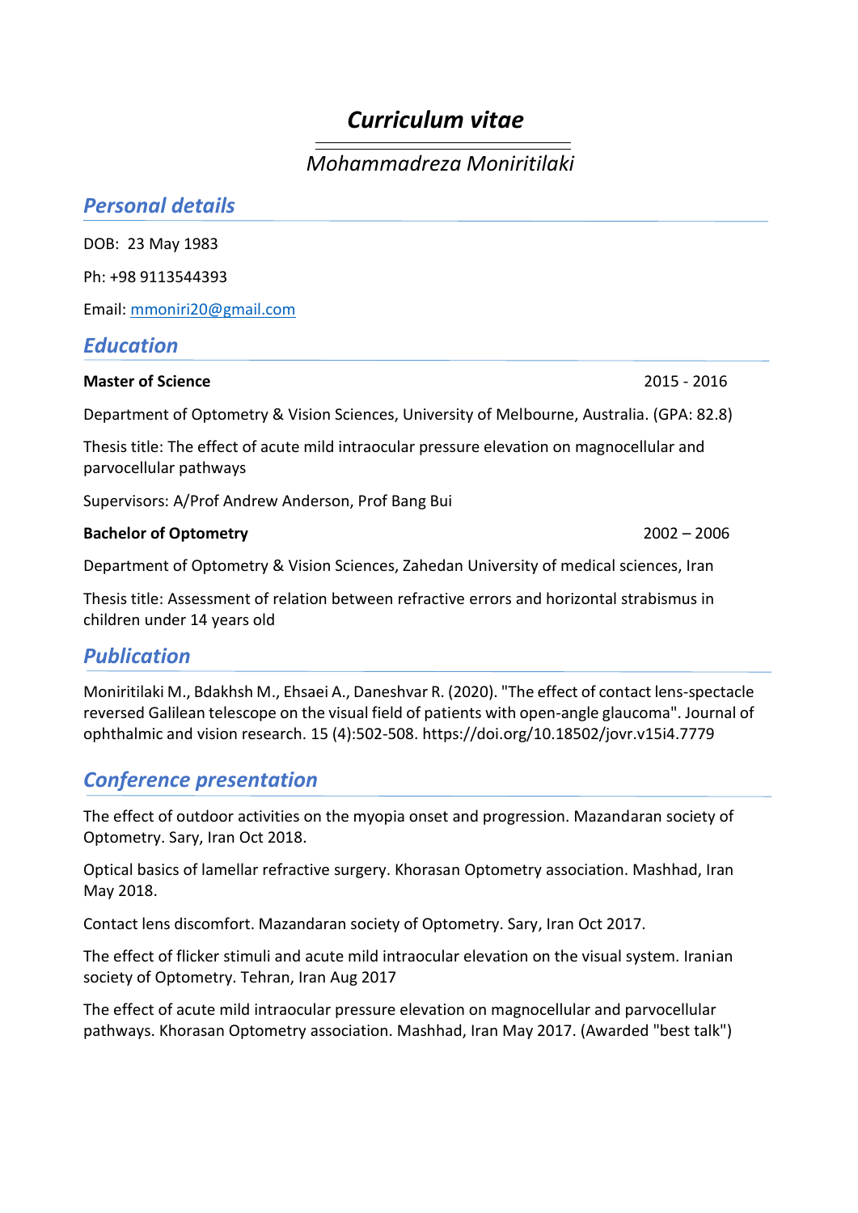# *Curriculum vitae*

*Mohammadreza Moniritilaki*

## *Personal details*

DOB: 23 May 1983

Ph: +98 9113544393

Email: mmoniri20@gmail.com

## *Education*

**Master of Science** 2015 - 2016

Department of Optometry & Vision Sciences, University of Melbourne, Australia. (GPA: 82.8)

Thesis title: The effect of acute mild intraocular pressure elevation on magnocellular and parvocellular pathways

Supervisors: A/Prof Andrew Anderson, Prof Bang Bui

**Bachelor of Optometry** 2002 – 2006

Department of Optometry & Vision Sciences, Zahedan University of medical sciences, Iran

Thesis title: Assessment of relation between refractive errors and horizontal strabismus in children under 14 years old

## *Publication*

Moniritilaki M., Bdakhsh M., Ehsaei A., Daneshvar R. (2020). "The effect of contact lens-spectacle reversed Galilean telescope on the visual field of patients with open-angle glaucoma". Journal of ophthalmic and vision research. 15 (4):502-508. https://doi.org/10.18502/jovr.v15i4.7779

## *Conference presentation*

The effect of outdoor activities on the myopia onset and progression. Mazandaran society of Optometry. Sary, Iran Oct 2018.

Optical basics of lamellar refractive surgery. Khorasan Optometry association. Mashhad, Iran May 2018.

Contact lens discomfort. Mazandaran society of Optometry. Sary, Iran Oct 2017.

The effect of flicker stimuli and acute mild intraocular elevation on the visual system. Iranian society of Optometry. Tehran, Iran Aug 2017

The effect of acute mild intraocular pressure elevation on magnocellular and parvocellular pathways. Khorasan Optometry association. Mashhad, Iran May 2017. (Awarded "best talk")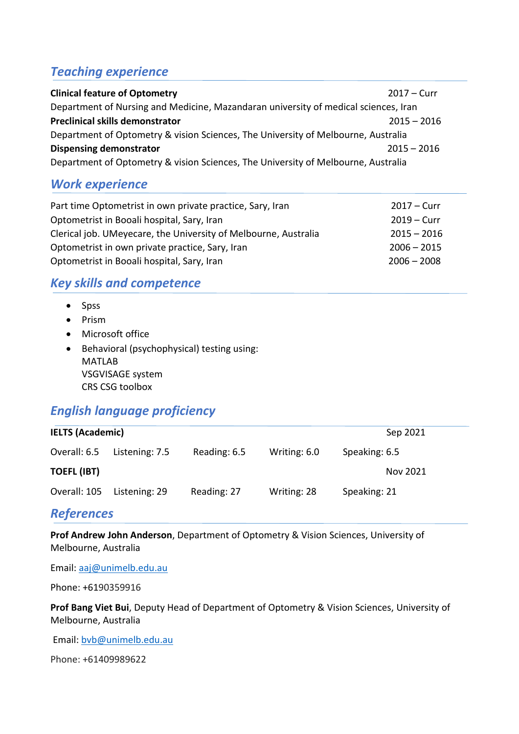## *Teaching experience*

**Clinical feature of Optometry** 2017 – Curr
Department of Nursing and Medicine, Mazandaran university of medical sciences, Iran

**Preclinical skills demonstrator** 2015 – 2016
Department of Optometry & vision Sciences, The University of Melbourne, Australia

**Dispensing demonstrator** 2015 – 2016
Department of Optometry & vision Sciences, The University of Melbourne, Australia

## *Work experience*

| | |
|---|---|
| Part time Optometrist in own private practice, Sary, Iran | 2017 – Curr |
| Optometrist in Booali hospital, Sary, Iran | 2019 – Curr |
| Clerical job. UMeyecare, the University of Melbourne, Australia | 2015 – 2016 |
| Optometrist in own private practice, Sary, Iran | 2006 – 2015 |
| Optometrist in Booali hospital, Sary, Iran | 2006 – 2008 |

## *Key skills and competence*

- Spss
- Prism
- Microsoft office
- Behavioral (psychophysical) testing using:
  MATLAB
  VSGVISAGE system
  CRS CSG toolbox

## *English language proficiency*

| **IELTS (Academic)** | | | | Sep 2021 |
|---|---|---|---|---|
| Overall: 6.5 | Listening: 7.5 | Reading: 6.5 | Writing: 6.0 | Speaking: 6.5 |
| **TOEFL (IBT)** | | | | Nov 2021 |
| Overall: 105 | Listening: 29 | Reading: 27 | Writing: 28 | Speaking: 21 |

## *References*

**Prof Andrew John Anderson**, Department of Optometry & Vision Sciences, University of Melbourne, Australia

Email: aaj@unimelb.edu.au

Phone: +6190359916

**Prof Bang Viet Bui**, Deputy Head of Department of Optometry & Vision Sciences, University of Melbourne, Australia

Email: bvb@unimelb.edu.au

Phone: +61409989622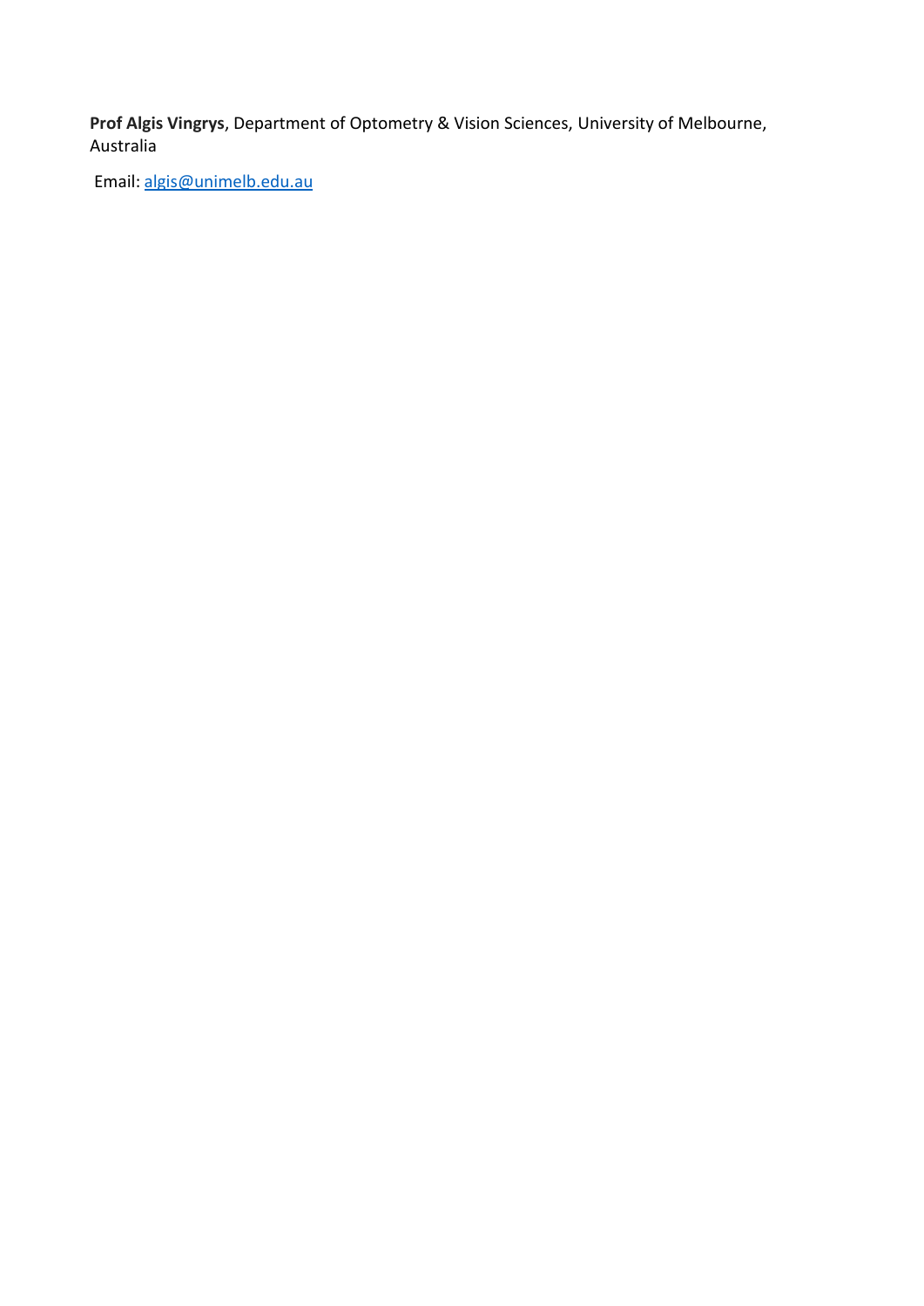**Prof Algis Vingrys**, Department of Optometry & Vision Sciences, University of Melbourne, Australia

Email: algis@unimelb.edu.au